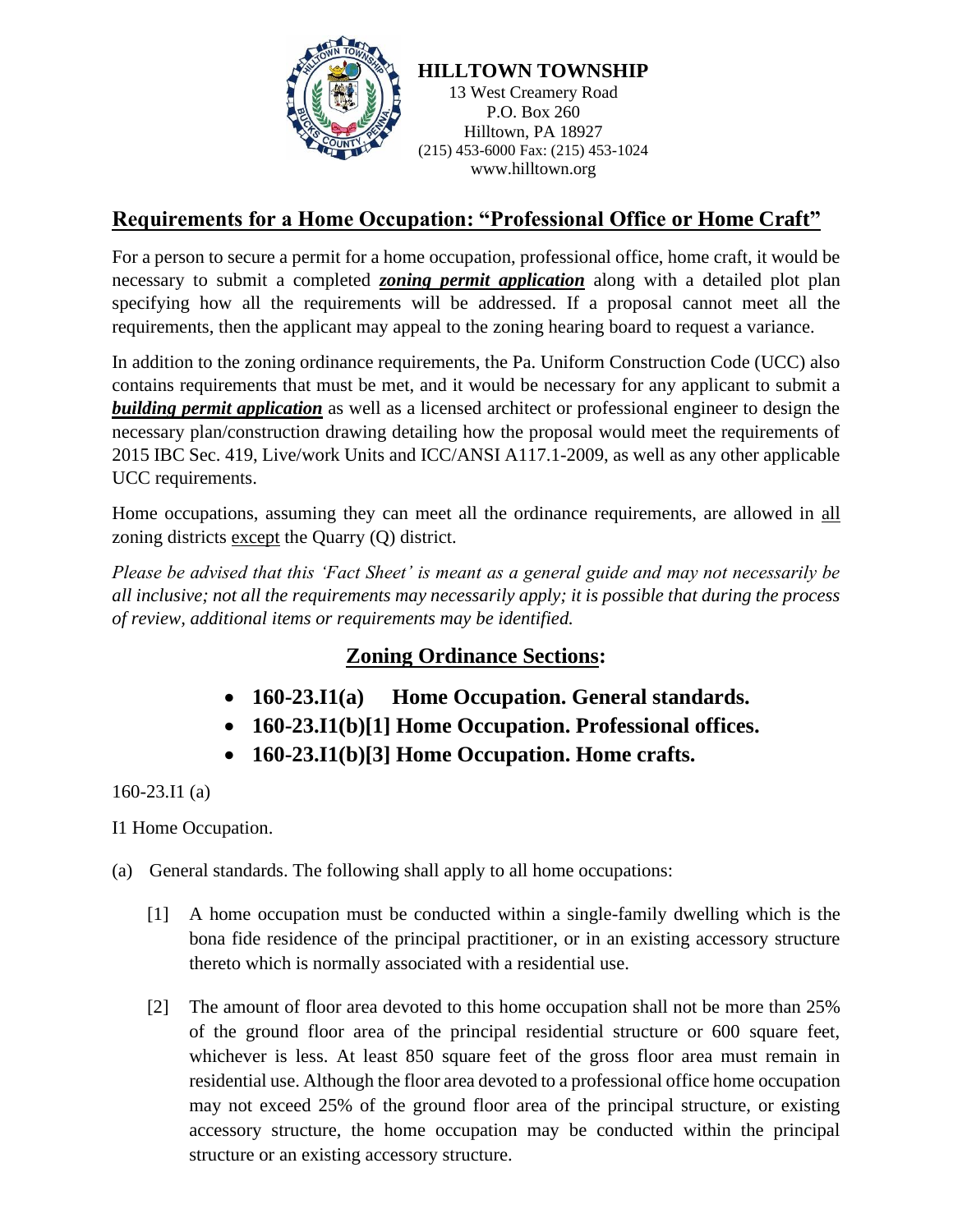**HILLTOWN TOWNSHIP**
13 West Creamery Road
P.O. Box 260
Hilltown, PA 18927
(215) 453-6000 Fax: (215) 453-1024
www.hilltown.org

## Requirements for a Home Occupation: "Professional Office or Home Craft"

For a person to secure a permit for a home occupation, professional office, home craft, it would be necessary to submit a completed ***zoning permit application*** along with a detailed plot plan specifying how all the requirements will be addressed. If a proposal cannot meet all the requirements, then the applicant may appeal to the zoning hearing board to request a variance.

In addition to the zoning ordinance requirements, the Pa. Uniform Construction Code (UCC) also contains requirements that must be met, and it would be necessary for any applicant to submit a ***building permit application*** as well as a licensed architect or professional engineer to design the necessary plan/construction drawing detailing how the proposal would meet the requirements of 2015 IBC Sec. 419, Live/work Units and ICC/ANSI A117.1-2009, as well as any other applicable UCC requirements.

Home occupations, assuming they can meet all the ordinance requirements, are allowed in all zoning districts except the Quarry (Q) district.

*Please be advised that this 'Fact Sheet' is meant as a general guide and may not necessarily be all inclusive; not all the requirements may necessarily apply; it is possible that during the process of review, additional items or requirements may be identified.*

## Zoning Ordinance Sections:

- **160-23.I1(a) Home Occupation. General standards.**
- **160-23.I1(b)[1] Home Occupation. Professional offices.**
- **160-23.I1(b)[3] Home Occupation. Home crafts.**

160-23.I1 (a)

I1 Home Occupation.

(a) General standards. The following shall apply to all home occupations:

[1] A home occupation must be conducted within a single-family dwelling which is the bona fide residence of the principal practitioner, or in an existing accessory structure thereto which is normally associated with a residential use.

[2] The amount of floor area devoted to this home occupation shall not be more than 25% of the ground floor area of the principal residential structure or 600 square feet, whichever is less. At least 850 square feet of the gross floor area must remain in residential use. Although the floor area devoted to a professional office home occupation may not exceed 25% of the ground floor area of the principal structure, or existing accessory structure, the home occupation may be conducted within the principal structure or an existing accessory structure.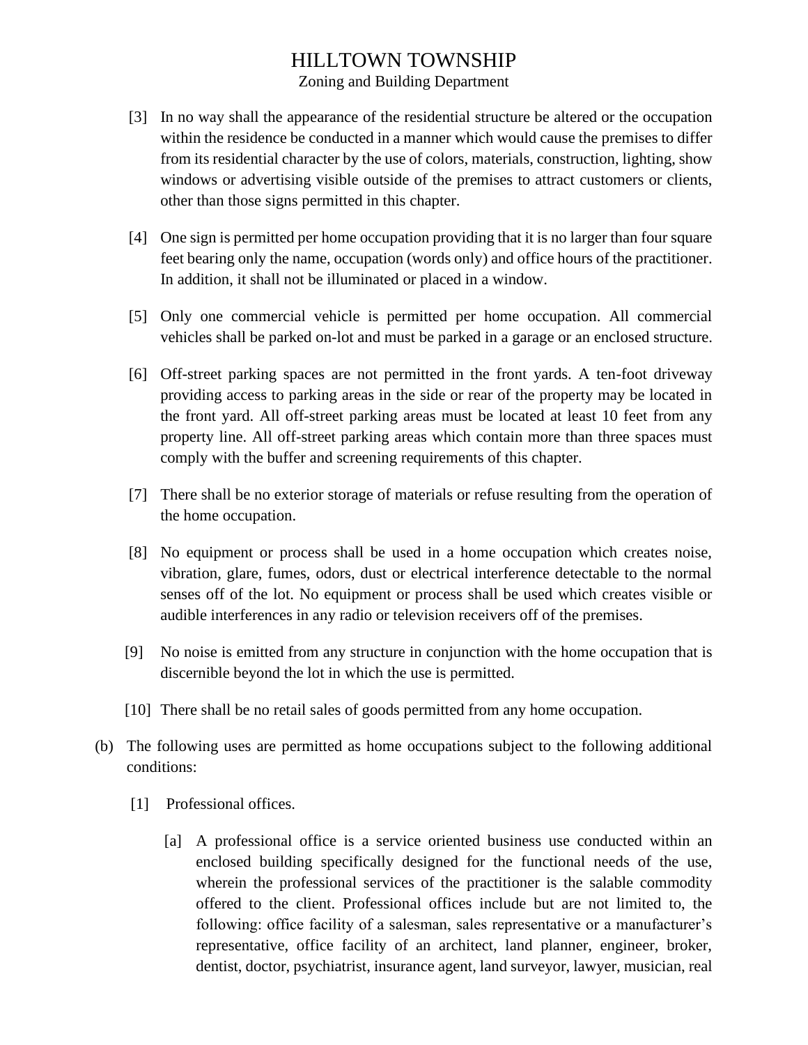[3] In no way shall the appearance of the residential structure be altered or the occupation within the residence be conducted in a manner which would cause the premises to differ from its residential character by the use of colors, materials, construction, lighting, show windows or advertising visible outside of the premises to attract customers or clients, other than those signs permitted in this chapter.

[4] One sign is permitted per home occupation providing that it is no larger than four square feet bearing only the name, occupation (words only) and office hours of the practitioner. In addition, it shall not be illuminated or placed in a window.

[5] Only one commercial vehicle is permitted per home occupation. All commercial vehicles shall be parked on-lot and must be parked in a garage or an enclosed structure.

[6] Off-street parking spaces are not permitted in the front yards. A ten-foot driveway providing access to parking areas in the side or rear of the property may be located in the front yard. All off-street parking areas must be located at least 10 feet from any property line. All off-street parking areas which contain more than three spaces must comply with the buffer and screening requirements of this chapter.

[7] There shall be no exterior storage of materials or refuse resulting from the operation of the home occupation.

[8] No equipment or process shall be used in a home occupation which creates noise, vibration, glare, fumes, odors, dust or electrical interference detectable to the normal senses off of the lot. No equipment or process shall be used which creates visible or audible interferences in any radio or television receivers off of the premises.

[9] No noise is emitted from any structure in conjunction with the home occupation that is discernible beyond the lot in which the use is permitted.

[10] There shall be no retail sales of goods permitted from any home occupation.

(b) The following uses are permitted as home occupations subject to the following additional conditions:

[1] Professional offices.

[a] A professional office is a service oriented business use conducted within an enclosed building specifically designed for the functional needs of the use, wherein the professional services of the practitioner is the salable commodity offered to the client. Professional offices include but are not limited to, the following: office facility of a salesman, sales representative or a manufacturer's representative, office facility of an architect, land planner, engineer, broker, dentist, doctor, psychiatrist, insurance agent, land surveyor, lawyer, musician, real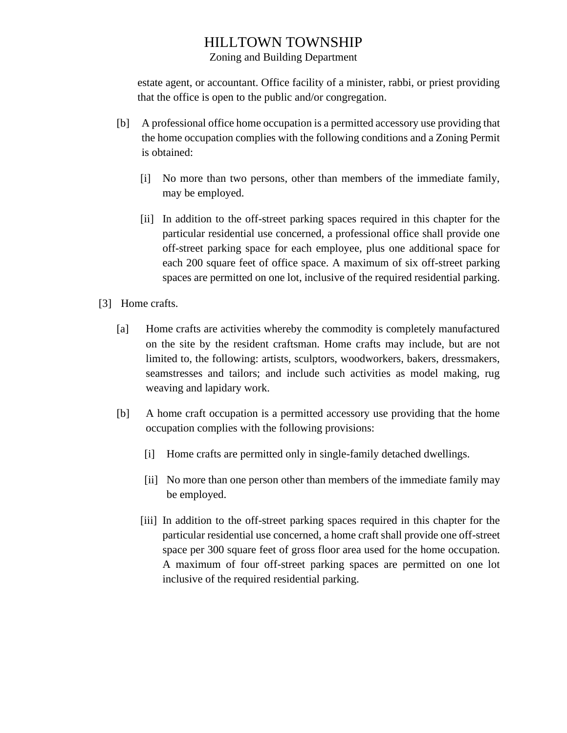estate agent, or accountant. Office facility of a minister, rabbi, or priest providing that the office is open to the public and/or congregation.

[b] A professional office home occupation is a permitted accessory use providing that the home occupation complies with the following conditions and a Zoning Permit is obtained:

[i] No more than two persons, other than members of the immediate family, may be employed.

[ii] In addition to the off-street parking spaces required in this chapter for the particular residential use concerned, a professional office shall provide one off-street parking space for each employee, plus one additional space for each 200 square feet of office space. A maximum of six off-street parking spaces are permitted on one lot, inclusive of the required residential parking.

[3] Home crafts.

[a] Home crafts are activities whereby the commodity is completely manufactured on the site by the resident craftsman. Home crafts may include, but are not limited to, the following: artists, sculptors, woodworkers, bakers, dressmakers, seamstresses and tailors; and include such activities as model making, rug weaving and lapidary work.

[b] A home craft occupation is a permitted accessory use providing that the home occupation complies with the following provisions:

[i] Home crafts are permitted only in single-family detached dwellings.

[ii] No more than one person other than members of the immediate family may be employed.

[iii] In addition to the off-street parking spaces required in this chapter for the particular residential use concerned, a home craft shall provide one off-street space per 300 square feet of gross floor area used for the home occupation. A maximum of four off-street parking spaces are permitted on one lot inclusive of the required residential parking.